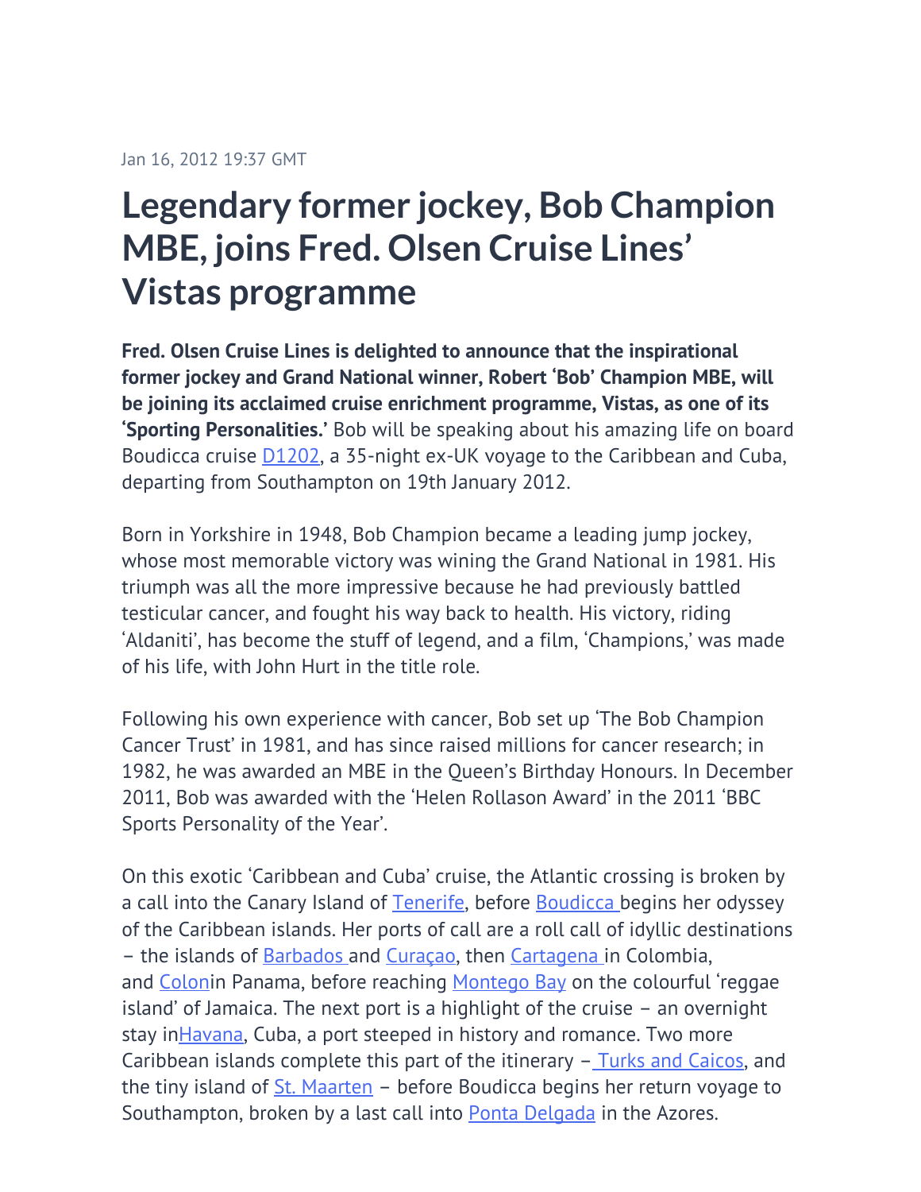Jan 16, 2012 19:37 GMT

# Legendary former jockey, Bob Champion MBE, joins Fred. Olsen Cruise Lines' Vistas programme

**Fred. Olsen Cruise Lines is delighted to announce that the inspirational former jockey and Grand National winner, Robert 'Bob' Champion MBE, will be joining its acclaimed cruise enrichment programme, Vistas, as one of its 'Sporting Personalities.'** Bob will be speaking about his amazing life on board Boudicca cruise D1202, a 35-night ex-UK voyage to the Caribbean and Cuba, departing from Southampton on 19th January 2012.

Born in Yorkshire in 1948, Bob Champion became a leading jump jockey, whose most memorable victory was wining the Grand National in 1981. His triumph was all the more impressive because he had previously battled testicular cancer, and fought his way back to health. His victory, riding 'Aldaniti', has become the stuff of legend, and a film, 'Champions,' was made of his life, with John Hurt in the title role.

Following his own experience with cancer, Bob set up 'The Bob Champion Cancer Trust' in 1981, and has since raised millions for cancer research; in 1982, he was awarded an MBE in the Queen's Birthday Honours. In December 2011, Bob was awarded with the 'Helen Rollason Award' in the 2011 'BBC Sports Personality of the Year'.

On this exotic 'Caribbean and Cuba' cruise, the Atlantic crossing is broken by a call into the Canary Island of Tenerife, before Boudicca begins her odyssey of the Caribbean islands. Her ports of call are a roll call of idyllic destinations – the islands of Barbados and Curaçao, then Cartagena in Colombia, and Colonin Panama, before reaching Montego Bay on the colourful 'reggae island' of Jamaica. The next port is a highlight of the cruise – an overnight stay inHavana, Cuba, a port steeped in history and romance. Two more Caribbean islands complete this part of the itinerary – Turks and Caicos, and the tiny island of St. Maarten – before Boudicca begins her return voyage to Southampton, broken by a last call into Ponta Delgada in the Azores.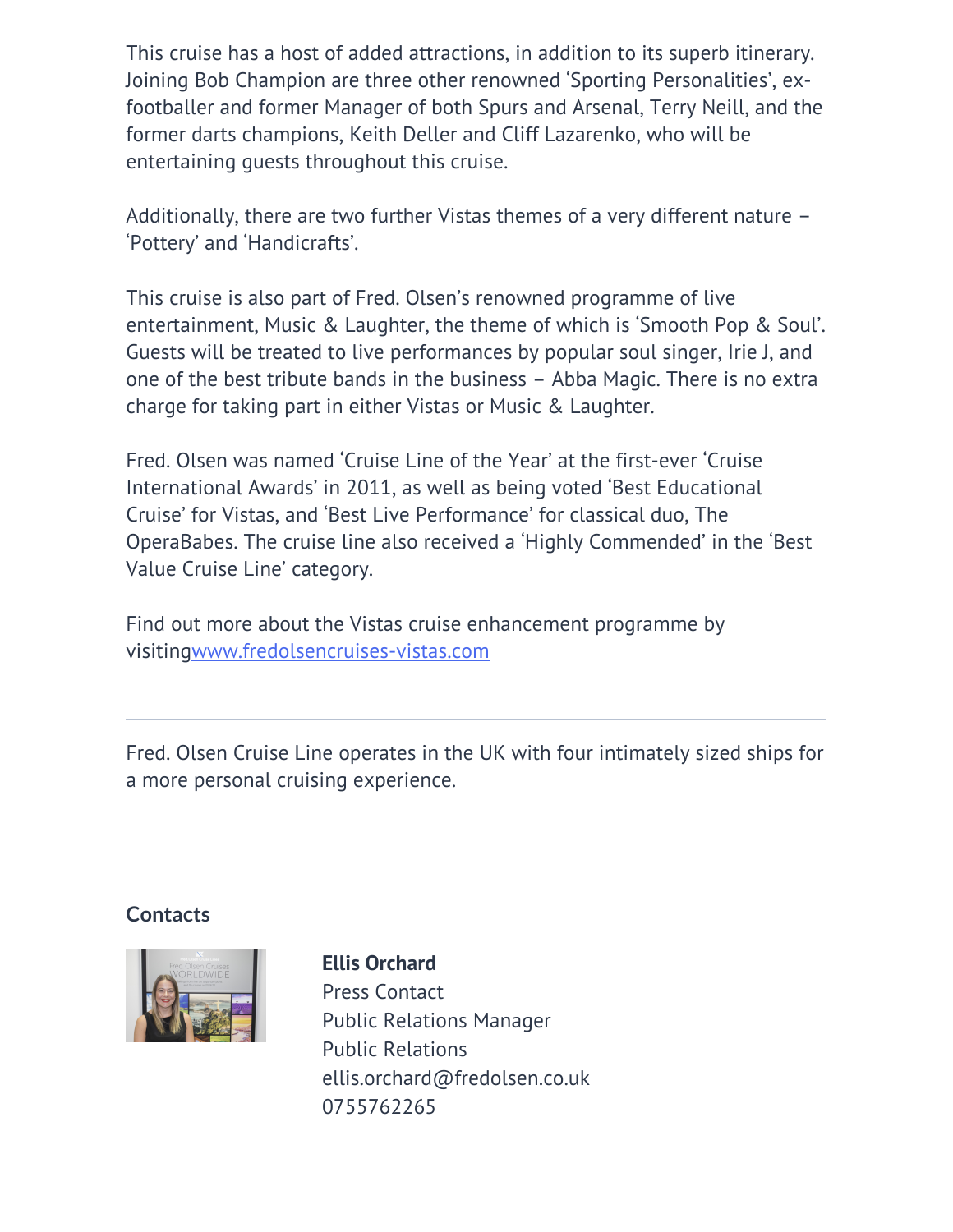This cruise has a host of added attractions, in addition to its superb itinerary. Joining Bob Champion are three other renowned 'Sporting Personalities', ex-footballer and former Manager of both Spurs and Arsenal, Terry Neill, and the former darts champions, Keith Deller and Cliff Lazarenko, who will be entertaining guests throughout this cruise.

Additionally, there are two further Vistas themes of a very different nature – 'Pottery' and 'Handicrafts'.

This cruise is also part of Fred. Olsen's renowned programme of live entertainment, Music & Laughter, the theme of which is 'Smooth Pop & Soul'. Guests will be treated to live performances by popular soul singer, Irie J, and one of the best tribute bands in the business – Abba Magic. There is no extra charge for taking part in either Vistas or Music & Laughter.

Fred. Olsen was named 'Cruise Line of the Year' at the first-ever 'Cruise International Awards' in 2011, as well as being voted 'Best Educational Cruise' for Vistas, and 'Best Live Performance' for classical duo, The OperaBabes. The cruise line also received a 'Highly Commended' in the 'Best Value Cruise Line' category.

Find out more about the Vistas cruise enhancement programme by visiting[www.fredolsencruises-vistas.com](http://www.fredolsencruises-vistas.com)

---

Fred. Olsen Cruise Line operates in the UK with four intimately sized ships for a more personal cruising experience.

### Contacts

**Ellis Orchard**
Press Contact
Public Relations Manager
Public Relations
ellis.orchard@fredolsen.co.uk
0755762265